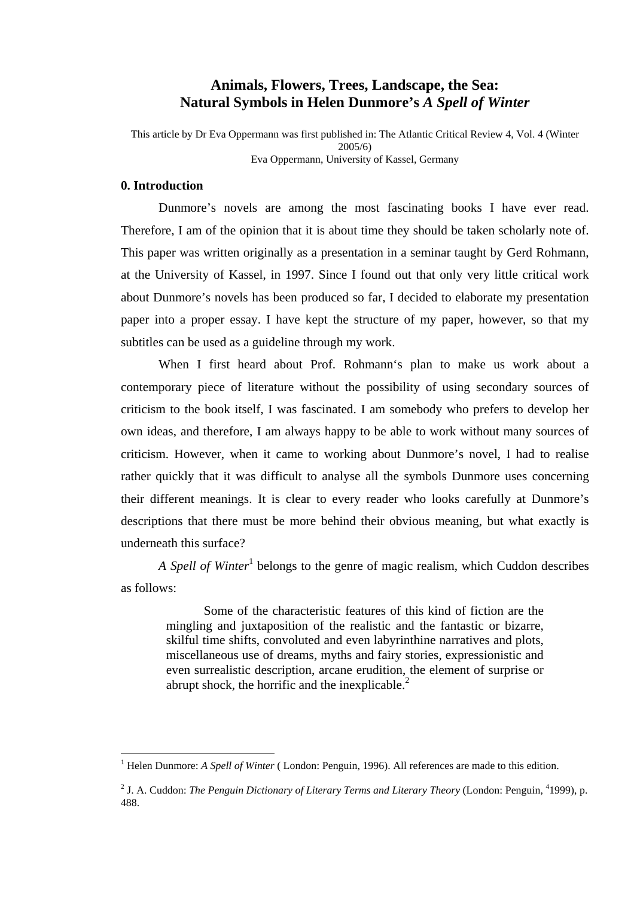# Animals, Flowers, Trees, Landscape, the Sea: Natural Symbols in Helen Dunmore's *A Spell of Winter*

This article by Dr Eva Oppermann was first published in: The Atlantic Critical Review 4, Vol. 4 (Winter 2005/6)
Eva Oppermann, University of Kassel, Germany

## 0. Introduction

Dunmore's novels are among the most fascinating books I have ever read. Therefore, I am of the opinion that it is about time they should be taken scholarly note of. This paper was written originally as a presentation in a seminar taught by Gerd Rohmann, at the University of Kassel, in 1997. Since I found out that only very little critical work about Dunmore's novels has been produced so far, I decided to elaborate my presentation paper into a proper essay. I have kept the structure of my paper, however, so that my subtitles can be used as a guideline through my work.

When I first heard about Prof. Rohmann's plan to make us work about a contemporary piece of literature without the possibility of using secondary sources of criticism to the book itself, I was fascinated. I am somebody who prefers to develop her own ideas, and therefore, I am always happy to be able to work without many sources of criticism. However, when it came to working about Dunmore's novel, I had to realise rather quickly that it was difficult to analyse all the symbols Dunmore uses concerning their different meanings. It is clear to every reader who looks carefully at Dunmore's descriptions that there must be more behind their obvious meaning, but what exactly is underneath this surface?

*A Spell of Winter*[1] belongs to the genre of magic realism, which Cuddon describes as follows:

> Some of the characteristic features of this kind of fiction are the mingling and juxtaposition of the realistic and the fantastic or bizarre, skilful time shifts, convoluted and even labyrinthine narratives and plots, miscellaneous use of dreams, myths and fairy stories, expressionistic and even surrealistic description, arcane erudition, the element of surprise or abrupt shock, the horrific and the inexplicable.[2]

---

[1] Helen Dunmore: *A Spell of Winter* ( London: Penguin, 1996). All references are made to this edition.

[2] J. A. Cuddon: *The Penguin Dictionary of Literary Terms and Literary Theory* (London: Penguin, [4]1999), p. 488.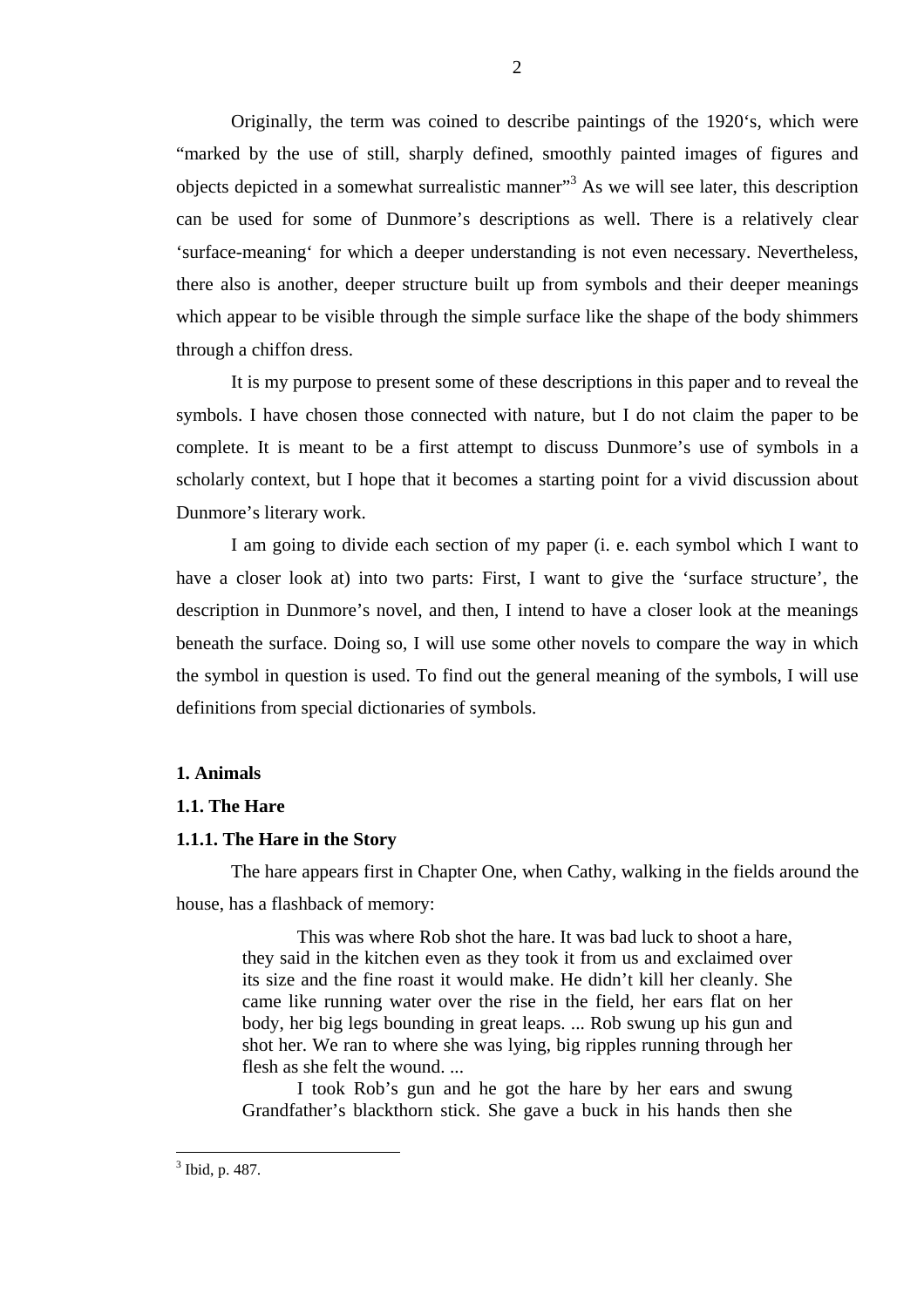Originally, the term was coined to describe paintings of the 1920‘s, which were "marked by the use of still, sharply defined, smoothly painted images of figures and objects depicted in a somewhat surrealistic manner"[3] As we will see later, this description can be used for some of Dunmore's descriptions as well. There is a relatively clear 'surface-meaning' for which a deeper understanding is not even necessary. Nevertheless, there also is another, deeper structure built up from symbols and their deeper meanings which appear to be visible through the simple surface like the shape of the body shimmers through a chiffon dress.

It is my purpose to present some of these descriptions in this paper and to reveal the symbols. I have chosen those connected with nature, but I do not claim the paper to be complete. It is meant to be a first attempt to discuss Dunmore's use of symbols in a scholarly context, but I hope that it becomes a starting point for a vivid discussion about Dunmore's literary work.

I am going to divide each section of my paper (i. e. each symbol which I want to have a closer look at) into two parts: First, I want to give the 'surface structure', the description in Dunmore's novel, and then, I intend to have a closer look at the meanings beneath the surface. Doing so, I will use some other novels to compare the way in which the symbol in question is used. To find out the general meaning of the symbols, I will use definitions from special dictionaries of symbols.

## 1. Animals

### 1.1. The Hare

#### 1.1.1. The Hare in the Story

The hare appears first in Chapter One, when Cathy, walking in the fields around the house, has a flashback of memory:

> This was where Rob shot the hare. It was bad luck to shoot a hare, they said in the kitchen even as they took it from us and exclaimed over its size and the fine roast it would make. He didn't kill her cleanly. She came like running water over the rise in the field, her ears flat on her body, her big legs bounding in great leaps. ... Rob swung up his gun and shot her. We ran to where she was lying, big ripples running through her flesh as she felt the wound. ...
>
> I took Rob's gun and he got the hare by her ears and swung Grandfather's blackthorn stick. She gave a buck in his hands then she

[3] Ibid, p. 487.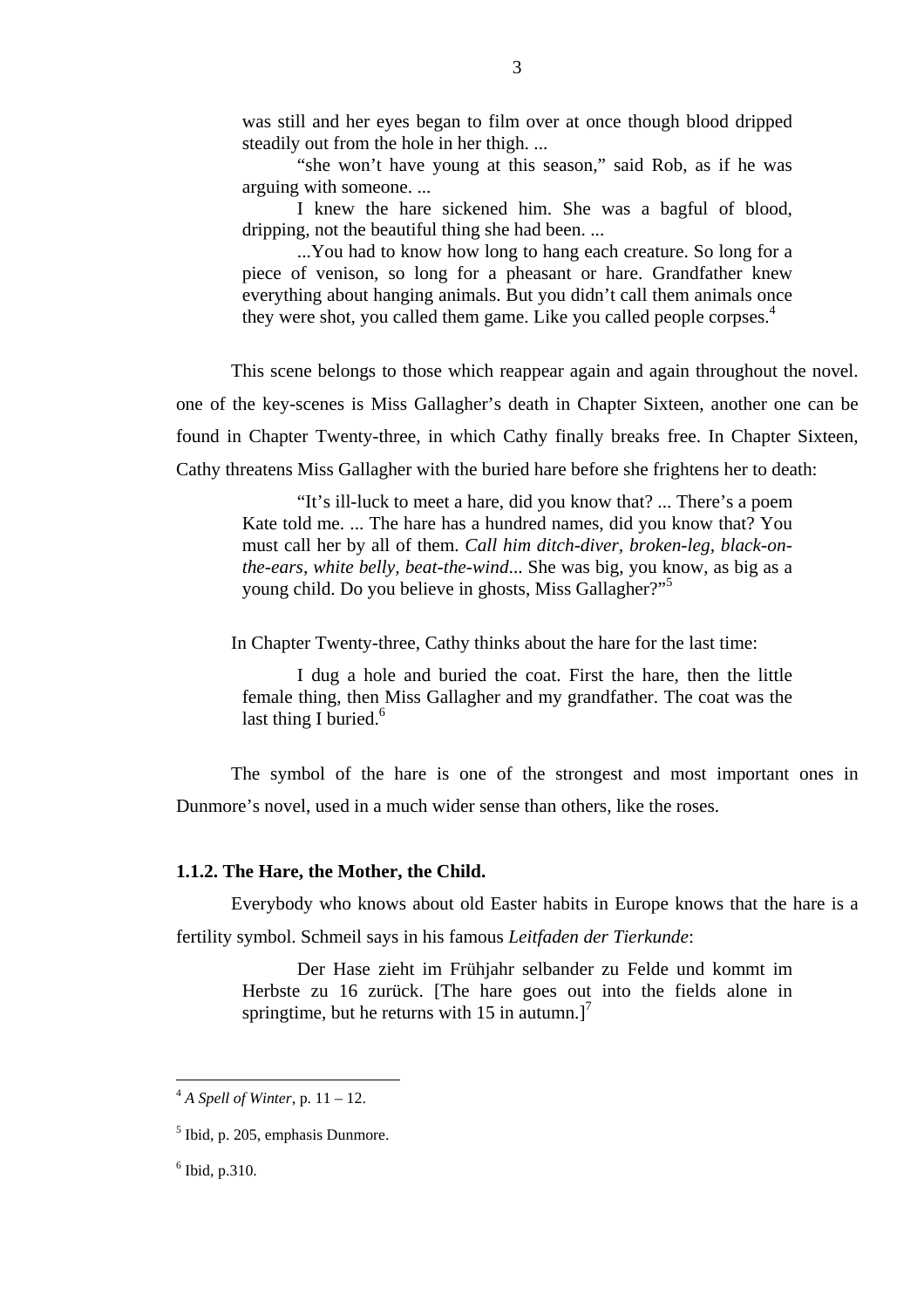> was still and her eyes began to film over at once though blood dripped steadily out from the hole in her thigh. ...
>
> "she won't have young at this season," said Rob, as if he was arguing with someone. ...
>
> I knew the hare sickened him. She was a bagful of blood, dripping, not the beautiful thing she had been. ...
>
> ...You had to know how long to hang each creature. So long for a piece of venison, so long for a pheasant or hare. Grandfather knew everything about hanging animals. But you didn't call them animals once they were shot, you called them game. Like you called people corpses.[4]

This scene belongs to those which reappear again and again throughout the novel. one of the key-scenes is Miss Gallagher's death in Chapter Sixteen, another one can be found in Chapter Twenty-three, in which Cathy finally breaks free. In Chapter Sixteen, Cathy threatens Miss Gallagher with the buried hare before she frightens her to death:

> "It's ill-luck to meet a hare, did you know that? ... There's a poem Kate told me. ... The hare has a hundred names, did you know that? You must call her by all of them. *Call him ditch-diver, broken-leg, black-on-the-ears, white belly, beat-the-wind*... She was big, you know, as big as a young child. Do you believe in ghosts, Miss Gallagher?"[5]

In Chapter Twenty-three, Cathy thinks about the hare for the last time:

> I dug a hole and buried the coat. First the hare, then the little female thing, then Miss Gallagher and my grandfather. The coat was the last thing I buried.[6]

The symbol of the hare is one of the strongest and most important ones in Dunmore's novel, used in a much wider sense than others, like the roses.

### 1.1.2. The Hare, the Mother, the Child.

Everybody who knows about old Easter habits in Europe knows that the hare is a fertility symbol. Schmeil says in his famous *Leitfaden der Tierkunde*:

> Der Hase zieht im Frühjahr selbander zu Felde und kommt im Herbste zu 16 zurück. [The hare goes out into the fields alone in springtime, but he returns with 15 in autumn.][7]

---

[4] *A Spell of Winter*, p. 11 – 12.

[5] Ibid, p. 205, emphasis Dunmore.

[6] Ibid, p.310.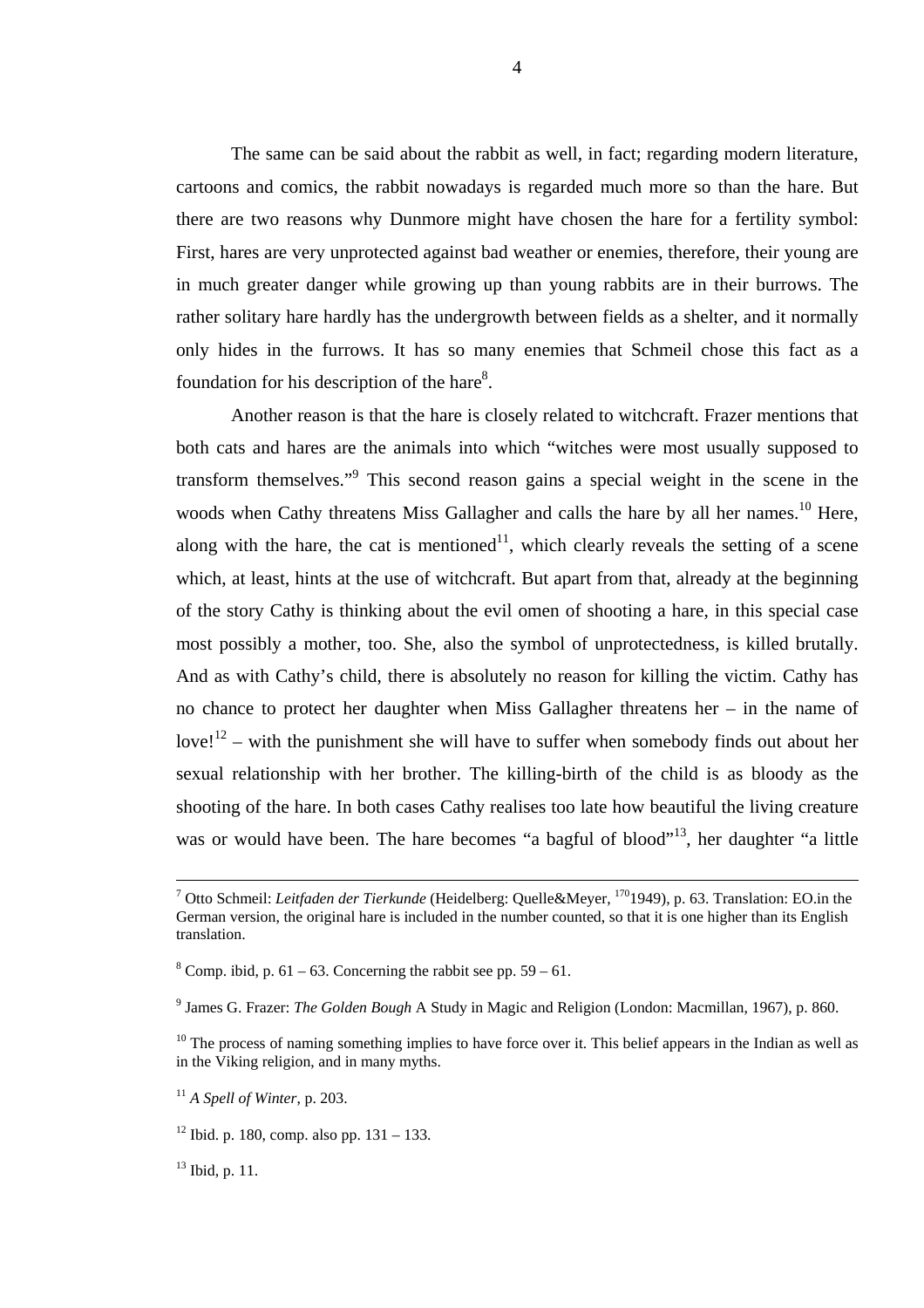The same can be said about the rabbit as well, in fact; regarding modern literature, cartoons and comics, the rabbit nowadays is regarded much more so than the hare. But there are two reasons why Dunmore might have chosen the hare for a fertility symbol: First, hares are very unprotected against bad weather or enemies, therefore, their young are in much greater danger while growing up than young rabbits are in their burrows. The rather solitary hare hardly has the undergrowth between fields as a shelter, and it normally only hides in the furrows. It has so many enemies that Schmeil chose this fact as a foundation for his description of the hare[8].

Another reason is that the hare is closely related to witchcraft. Frazer mentions that both cats and hares are the animals into which "witches were most usually supposed to transform themselves."[9] This second reason gains a special weight in the scene in the woods when Cathy threatens Miss Gallagher and calls the hare by all her names.[10] Here, along with the hare, the cat is mentioned[11], which clearly reveals the setting of a scene which, at least, hints at the use of witchcraft. But apart from that, already at the beginning of the story Cathy is thinking about the evil omen of shooting a hare, in this special case most possibly a mother, too. She, also the symbol of unprotectedness, is killed brutally. And as with Cathy's child, there is absolutely no reason for killing the victim. Cathy has no chance to protect her daughter when Miss Gallagher threatens her – in the name of love![12] – with the punishment she will have to suffer when somebody finds out about her sexual relationship with her brother. The killing-birth of the child is as bloody as the shooting of the hare. In both cases Cathy realises too late how beautiful the living creature was or would have been. The hare becomes "a bagful of blood"[13], her daughter "a little

---

[7] Otto Schmeil: *Leitfaden der Tierkunde* (Heidelberg: Quelle&Meyer, [170]1949), p. 63. Translation: EO.in the German version, the original hare is included in the number counted, so that it is one higher than its English translation.

[8] Comp. ibid, p. 61 – 63. Concerning the rabbit see pp. 59 – 61.

[9] James G. Frazer: *The Golden Bough* A Study in Magic and Religion (London: Macmillan, 1967), p. 860.

[10] The process of naming something implies to have force over it. This belief appears in the Indian as well as in the Viking religion, and in many myths.

[11] *A Spell of Winter*, p. 203.

[12] Ibid. p. 180, comp. also pp. 131 – 133.

[13] Ibid, p. 11.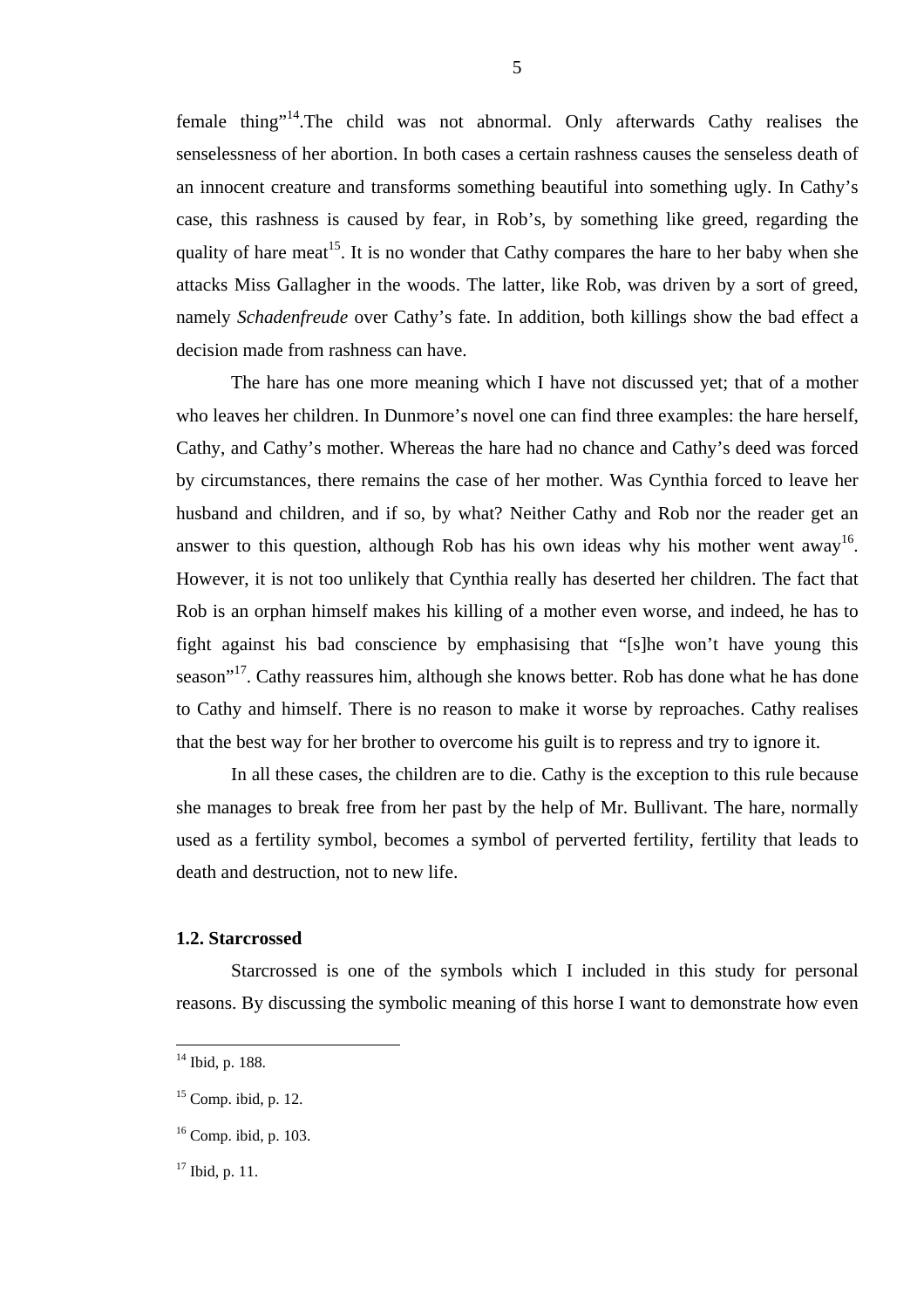female thing"[14].The child was not abnormal. Only afterwards Cathy realises the senselessness of her abortion. In both cases a certain rashness causes the senseless death of an innocent creature and transforms something beautiful into something ugly. In Cathy's case, this rashness is caused by fear, in Rob's, by something like greed, regarding the quality of hare meat[15]. It is no wonder that Cathy compares the hare to her baby when she attacks Miss Gallagher in the woods. The latter, like Rob, was driven by a sort of greed, namely *Schadenfreude* over Cathy's fate. In addition, both killings show the bad effect a decision made from rashness can have.

The hare has one more meaning which I have not discussed yet; that of a mother who leaves her children. In Dunmore's novel one can find three examples: the hare herself, Cathy, and Cathy's mother. Whereas the hare had no chance and Cathy's deed was forced by circumstances, there remains the case of her mother. Was Cynthia forced to leave her husband and children, and if so, by what? Neither Cathy and Rob nor the reader get an answer to this question, although Rob has his own ideas why his mother went away[16]. However, it is not too unlikely that Cynthia really has deserted her children. The fact that Rob is an orphan himself makes his killing of a mother even worse, and indeed, he has to fight against his bad conscience by emphasising that "[s]he won't have young this season"[17]. Cathy reassures him, although she knows better. Rob has done what he has done to Cathy and himself. There is no reason to make it worse by reproaches. Cathy realises that the best way for her brother to overcome his guilt is to repress and try to ignore it.

In all these cases, the children are to die. Cathy is the exception to this rule because she manages to break free from her past by the help of Mr. Bullivant. The hare, normally used as a fertility symbol, becomes a symbol of perverted fertility, fertility that leads to death and destruction, not to new life.

### 1.2. Starcrossed

Starcrossed is one of the symbols which I included in this study for personal reasons. By discussing the symbolic meaning of this horse I want to demonstrate how even

---

[14] Ibid, p. 188.

[15] Comp. ibid, p. 12.

[16] Comp. ibid, p. 103.

[17] Ibid, p. 11.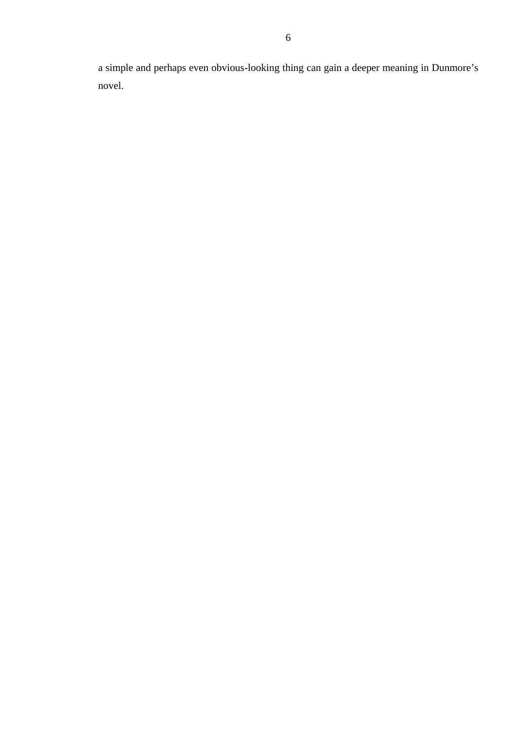a simple and perhaps even obvious-looking thing can gain a deeper meaning in Dunmore's novel.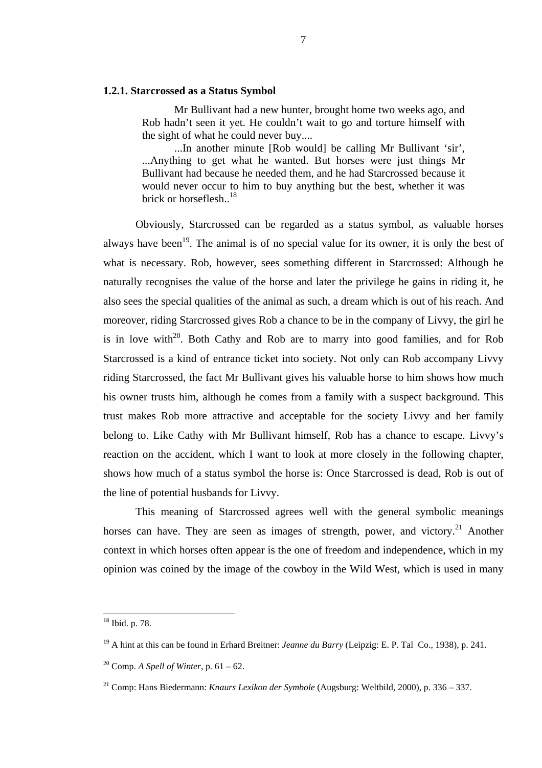### 1.2.1. Starcrossed as a Status Symbol

> Mr Bullivant had a new hunter, brought home two weeks ago, and Rob hadn't seen it yet. He couldn't wait to go and torture himself with the sight of what he could never buy....
>
> ...In another minute [Rob would] be calling Mr Bullivant 'sir', ...Anything to get what he wanted. But horses were just things Mr Bullivant had because he needed them, and he had Starcrossed because it would never occur to him to buy anything but the best, whether it was brick or horseflesh..[18]

Obviously, Starcrossed can be regarded as a status symbol, as valuable horses always have been[19]. The animal is of no special value for its owner, it is only the best of what is necessary. Rob, however, sees something different in Starcrossed: Although he naturally recognises the value of the horse and later the privilege he gains in riding it, he also sees the special qualities of the animal as such, a dream which is out of his reach. And moreover, riding Starcrossed gives Rob a chance to be in the company of Livvy, the girl he is in love with[20]. Both Cathy and Rob are to marry into good families, and for Rob Starcrossed is a kind of entrance ticket into society. Not only can Rob accompany Livvy riding Starcrossed, the fact Mr Bullivant gives his valuable horse to him shows how much his owner trusts him, although he comes from a family with a suspect background. This trust makes Rob more attractive and acceptable for the society Livvy and her family belong to. Like Cathy with Mr Bullivant himself, Rob has a chance to escape. Livvy's reaction on the accident, which I want to look at more closely in the following chapter, shows how much of a status symbol the horse is: Once Starcrossed is dead, Rob is out of the line of potential husbands for Livvy.

This meaning of Starcrossed agrees well with the general symbolic meanings horses can have. They are seen as images of strength, power, and victory.[21] Another context in which horses often appear is the one of freedom and independence, which in my opinion was coined by the image of the cowboy in the Wild West, which is used in many

---

[18] Ibid. p. 78.

[19] A hint at this can be found in Erhard Breitner: *Jeanne du Barry* (Leipzig: E. P. Tal Co., 1938), p. 241.

[20] Comp. *A Spell of Winter*, p. 61 – 62.

[21] Comp: Hans Biedermann: *Knaurs Lexikon der Symbole* (Augsburg: Weltbild, 2000), p. 336 – 337.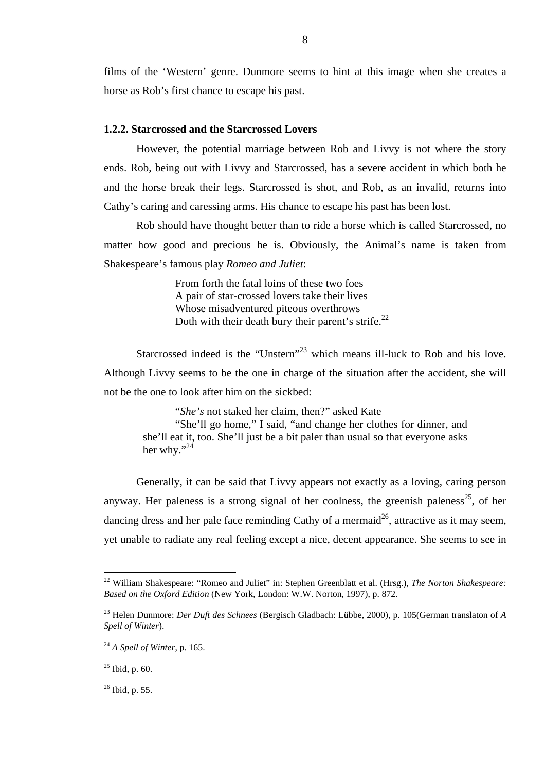films of the 'Western' genre. Dunmore seems to hint at this image when she creates a horse as Rob's first chance to escape his past.

### 1.2.2. Starcrossed and the Starcrossed Lovers

However, the potential marriage between Rob and Livvy is not where the story ends. Rob, being out with Livvy and Starcrossed, has a severe accident in which both he and the horse break their legs. Starcrossed is shot, and Rob, as an invalid, returns into Cathy's caring and caressing arms. His chance to escape his past has been lost.

Rob should have thought better than to ride a horse which is called Starcrossed, no matter how good and precious he is. Obviously, the Animal's name is taken from Shakespeare's famous play *Romeo and Juliet*:

> From forth the fatal loins of these two foes
> A pair of star-crossed lovers take their lives
> Whose misadventured piteous overthrows
> Doth with their death bury their parent's strife.[22]

Starcrossed indeed is the "Unstern"[23] which means ill-luck to Rob and his love. Although Livvy seems to be the one in charge of the situation after the accident, she will not be the one to look after him on the sickbed:

> "*She's* not staked her claim, then?" asked Kate
> "She'll go home," I said, "and change her clothes for dinner, and she'll eat it, too. She'll just be a bit paler than usual so that everyone asks her why."[24]

Generally, it can be said that Livvy appears not exactly as a loving, caring person anyway. Her paleness is a strong signal of her coolness, the greenish paleness[25], of her dancing dress and her pale face reminding Cathy of a mermaid[26], attractive as it may seem, yet unable to radiate any real feeling except a nice, decent appearance. She seems to see in

---

[22] William Shakespeare: "Romeo and Juliet" in: Stephen Greenblatt et al. (Hrsg.), *The Norton Shakespeare: Based on the Oxford Edition* (New York, London: W.W. Norton, 1997), p. 872.

[23] Helen Dunmore: *Der Duft des Schnees* (Bergisch Gladbach: Lübbe, 2000), p. 105(German translaton of *A Spell of Winter*).

[24] *A Spell of Winter*, p. 165.

[25] Ibid, p. 60.

[26] Ibid, p. 55.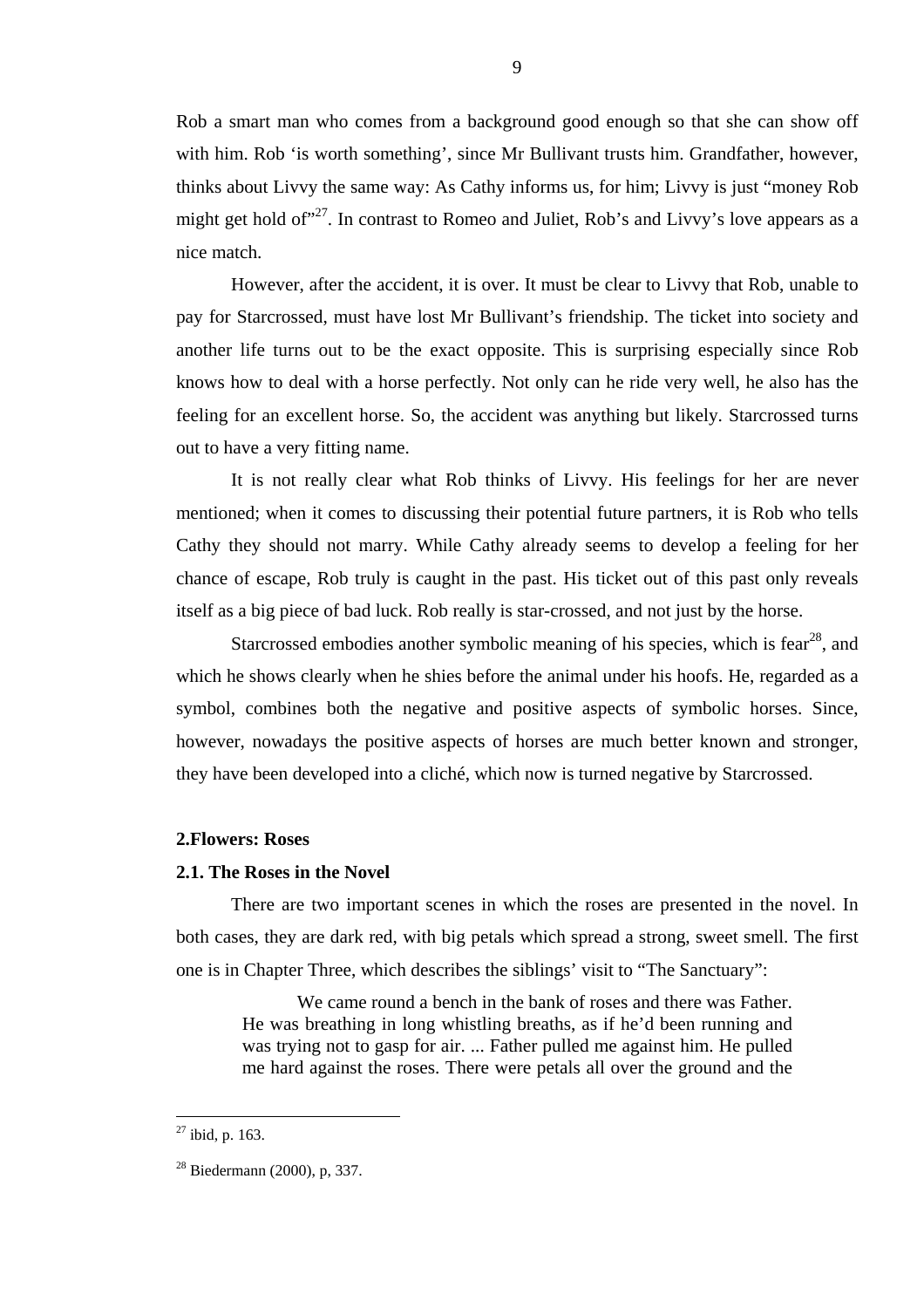Rob a smart man who comes from a background good enough so that she can show off with him. Rob 'is worth something', since Mr Bullivant trusts him. Grandfather, however, thinks about Livvy the same way: As Cathy informs us, for him; Livvy is just "money Rob might get hold of"[27]. In contrast to Romeo and Juliet, Rob's and Livvy's love appears as a nice match.

However, after the accident, it is over. It must be clear to Livvy that Rob, unable to pay for Starcrossed, must have lost Mr Bullivant's friendship. The ticket into society and another life turns out to be the exact opposite. This is surprising especially since Rob knows how to deal with a horse perfectly. Not only can he ride very well, he also has the feeling for an excellent horse. So, the accident was anything but likely. Starcrossed turns out to have a very fitting name.

It is not really clear what Rob thinks of Livvy. His feelings for her are never mentioned; when it comes to discussing their potential future partners, it is Rob who tells Cathy they should not marry. While Cathy already seems to develop a feeling for her chance of escape, Rob truly is caught in the past. His ticket out of this past only reveals itself as a big piece of bad luck. Rob really is star-crossed, and not just by the horse.

Starcrossed embodies another symbolic meaning of his species, which is fear[28], and which he shows clearly when he shies before the animal under his hoofs. He, regarded as a symbol, combines both the negative and positive aspects of symbolic horses. Since, however, nowadays the positive aspects of horses are much better known and stronger, they have been developed into a cliché, which now is turned negative by Starcrossed.

## 2.Flowers: Roses

### 2.1. The Roses in the Novel

There are two important scenes in which the roses are presented in the novel. In both cases, they are dark red, with big petals which spread a strong, sweet smell. The first one is in Chapter Three, which describes the siblings' visit to "The Sanctuary":

> We came round a bench in the bank of roses and there was Father. He was breathing in long whistling breaths, as if he'd been running and was trying not to gasp for air. ... Father pulled me against him. He pulled me hard against the roses. There were petals all over the ground and the

---

[27] ibid, p. 163.

[28] Biedermann (2000), p, 337.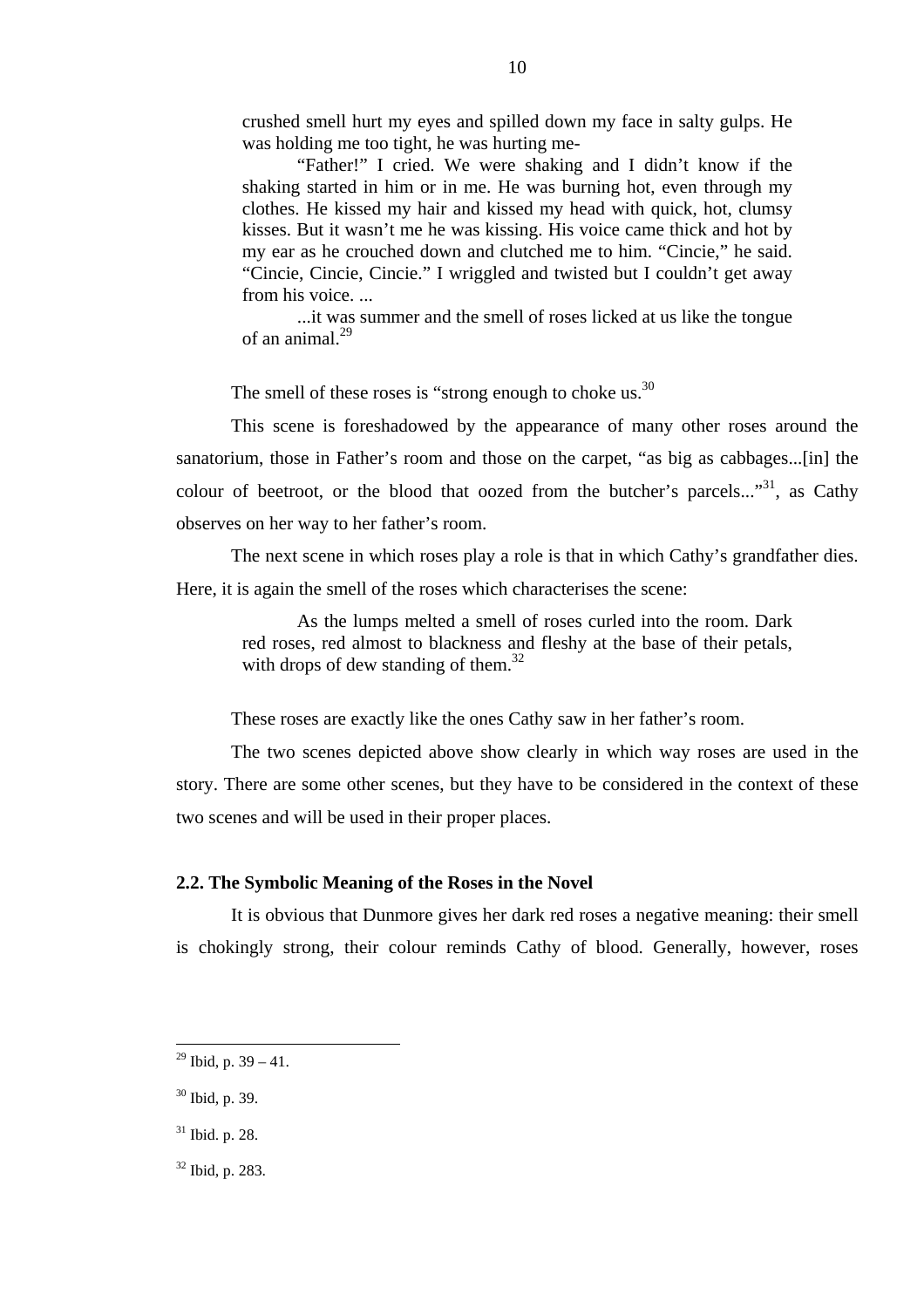> crushed smell hurt my eyes and spilled down my face in salty gulps. He was holding me too tight, he was hurting me-
>
> "Father!" I cried. We were shaking and I didn't know if the shaking started in him or in me. He was burning hot, even through my clothes. He kissed my hair and kissed my head with quick, hot, clumsy kisses. But it wasn't me he was kissing. His voice came thick and hot by my ear as he crouched down and clutched me to him. "Cincie," he said. "Cincie, Cincie, Cincie." I wriggled and twisted but I couldn't get away from his voice. ...
>
> ...it was summer and the smell of roses licked at us like the tongue of an animal.[29]

The smell of these roses is "strong enough to choke us.[30]

This scene is foreshadowed by the appearance of many other roses around the sanatorium, those in Father's room and those on the carpet, "as big as cabbages...[in] the colour of beetroot, or the blood that oozed from the butcher's parcels..."[31], as Cathy observes on her way to her father's room.

The next scene in which roses play a role is that in which Cathy's grandfather dies. Here, it is again the smell of the roses which characterises the scene:

> As the lumps melted a smell of roses curled into the room. Dark red roses, red almost to blackness and fleshy at the base of their petals, with drops of dew standing of them.[32]

These roses are exactly like the ones Cathy saw in her father's room.

The two scenes depicted above show clearly in which way roses are used in the story. There are some other scenes, but they have to be considered in the context of these two scenes and will be used in their proper places.

### 2.2. The Symbolic Meaning of the Roses in the Novel

It is obvious that Dunmore gives her dark red roses a negative meaning: their smell is chokingly strong, their colour reminds Cathy of blood. Generally, however, roses

---

[29] Ibid, p. 39 – 41.

[30] Ibid, p. 39.

[31] Ibid. p. 28.

[32] Ibid, p. 283.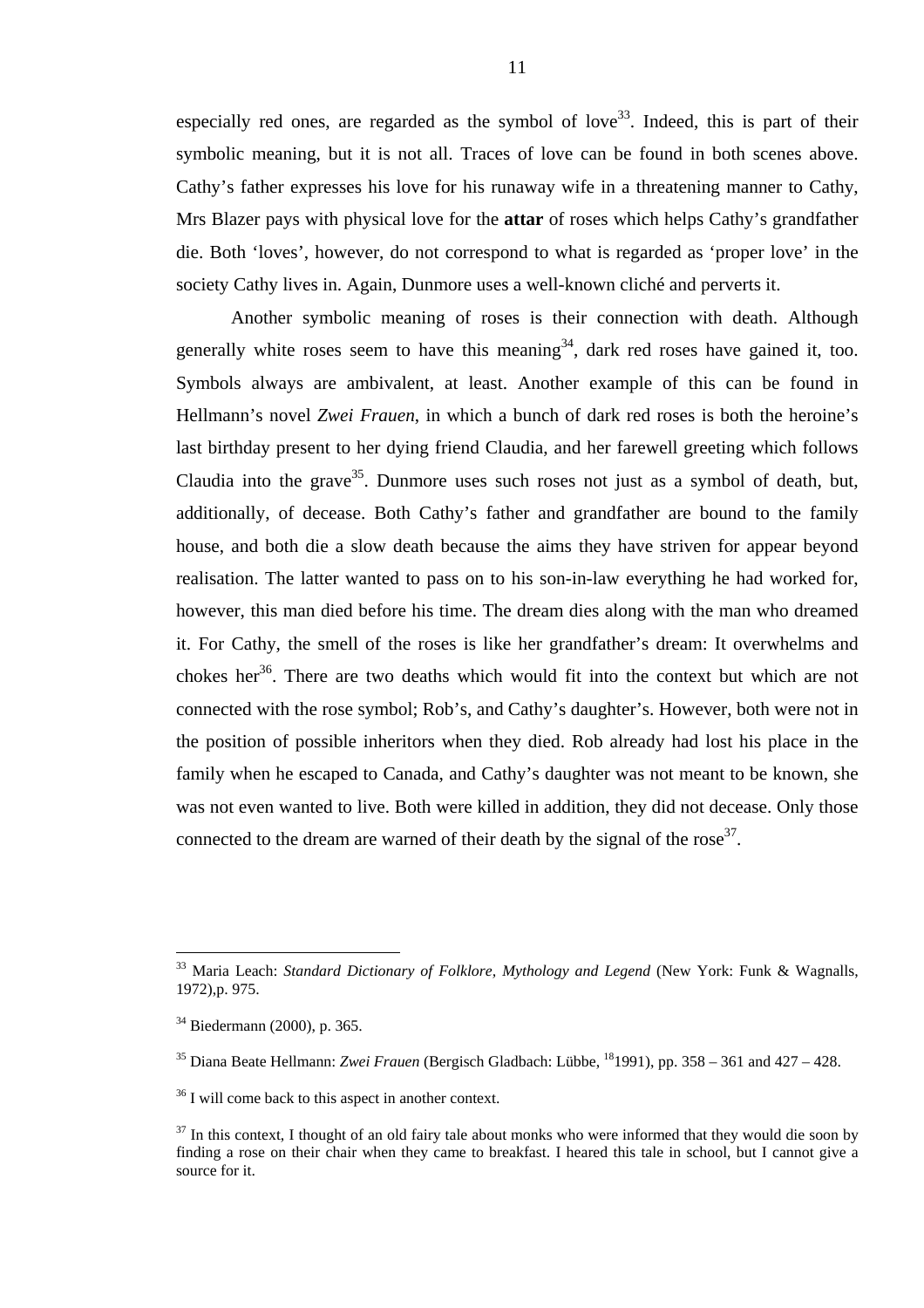especially red ones, are regarded as the symbol of love[33]. Indeed, this is part of their symbolic meaning, but it is not all. Traces of love can be found in both scenes above. Cathy's father expresses his love for his runaway wife in a threatening manner to Cathy, Mrs Blazer pays with physical love for the **attar** of roses which helps Cathy's grandfather die. Both 'loves', however, do not correspond to what is regarded as 'proper love' in the society Cathy lives in. Again, Dunmore uses a well-known cliché and perverts it.

Another symbolic meaning of roses is their connection with death. Although generally white roses seem to have this meaning[34], dark red roses have gained it, too. Symbols always are ambivalent, at least. Another example of this can be found in Hellmann's novel *Zwei Frauen*, in which a bunch of dark red roses is both the heroine's last birthday present to her dying friend Claudia, and her farewell greeting which follows Claudia into the grave[35]. Dunmore uses such roses not just as a symbol of death, but, additionally, of decease. Both Cathy's father and grandfather are bound to the family house, and both die a slow death because the aims they have striven for appear beyond realisation. The latter wanted to pass on to his son-in-law everything he had worked for, however, this man died before his time. The dream dies along with the man who dreamed it. For Cathy, the smell of the roses is like her grandfather's dream: It overwhelms and chokes her[36]. There are two deaths which would fit into the context but which are not connected with the rose symbol; Rob's, and Cathy's daughter's. However, both were not in the position of possible inheritors when they died. Rob already had lost his place in the family when he escaped to Canada, and Cathy's daughter was not meant to be known, she was not even wanted to live. Both were killed in addition, they did not decease. Only those connected to the dream are warned of their death by the signal of the rose[37].

---

[33] Maria Leach: *Standard Dictionary of Folklore, Mythology and Legend* (New York: Funk & Wagnalls, 1972),p. 975.

[34] Biedermann (2000), p. 365.

[35] Diana Beate Hellmann: *Zwei Frauen* (Bergisch Gladbach: Lübbe, [18]1991), pp. 358 – 361 and 427 – 428.

[36] I will come back to this aspect in another context.

[37] In this context, I thought of an old fairy tale about monks who were informed that they would die soon by finding a rose on their chair when they came to breakfast. I heared this tale in school, but I cannot give a source for it.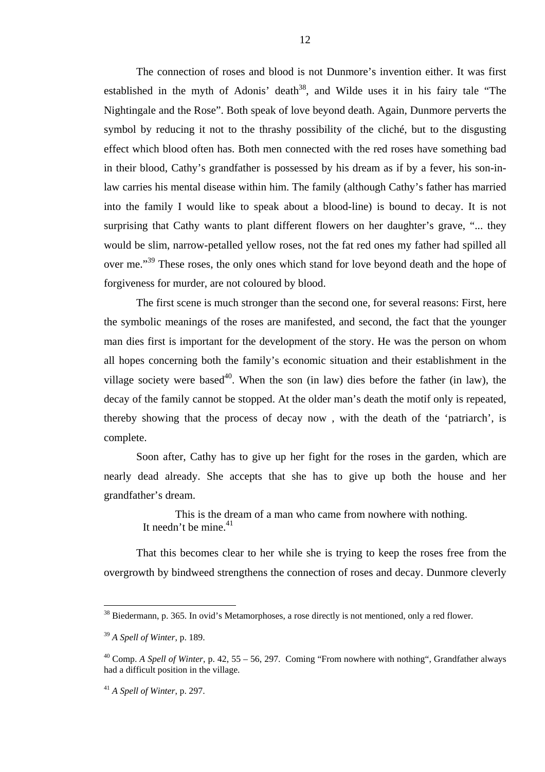The connection of roses and blood is not Dunmore's invention either. It was first established in the myth of Adonis' death[38], and Wilde uses it in his fairy tale "The Nightingale and the Rose". Both speak of love beyond death. Again, Dunmore perverts the symbol by reducing it not to the thrashy possibility of the cliché, but to the disgusting effect which blood often has. Both men connected with the red roses have something bad in their blood, Cathy's grandfather is possessed by his dream as if by a fever, his son-in-law carries his mental disease within him. The family (although Cathy's father has married into the family I would like to speak about a blood-line) is bound to decay. It is not surprising that Cathy wants to plant different flowers on her daughter's grave, "... they would be slim, narrow-petalled yellow roses, not the fat red ones my father had spilled all over me."[39] These roses, the only ones which stand for love beyond death and the hope of forgiveness for murder, are not coloured by blood.

The first scene is much stronger than the second one, for several reasons: First, here the symbolic meanings of the roses are manifested, and second, the fact that the younger man dies first is important for the development of the story. He was the person on whom all hopes concerning both the family's economic situation and their establishment in the village society were based[40]. When the son (in law) dies before the father (in law), the decay of the family cannot be stopped. At the older man's death the motif only is repeated, thereby showing that the process of decay now , with the death of the 'patriarch', is complete.

Soon after, Cathy has to give up her fight for the roses in the garden, which are nearly dead already. She accepts that she has to give up both the house and her grandfather's dream.

> This is the dream of a man who came from nowhere with nothing.
> It needn't be mine.[41]

That this becomes clear to her while she is trying to keep the roses free from the overgrowth by bindweed strengthens the connection of roses and decay. Dunmore cleverly

---

[38] Biedermann, p. 365. In ovid's Metamorphoses, a rose directly is not mentioned, only a red flower.

[39] *A Spell of Winter*, p. 189.

[40] Comp. *A Spell of Winter*, p. 42, 55 – 56, 297. Coming "From nowhere with nothing", Grandfather always had a difficult position in the village.

[41] *A Spell of Winter*, p. 297.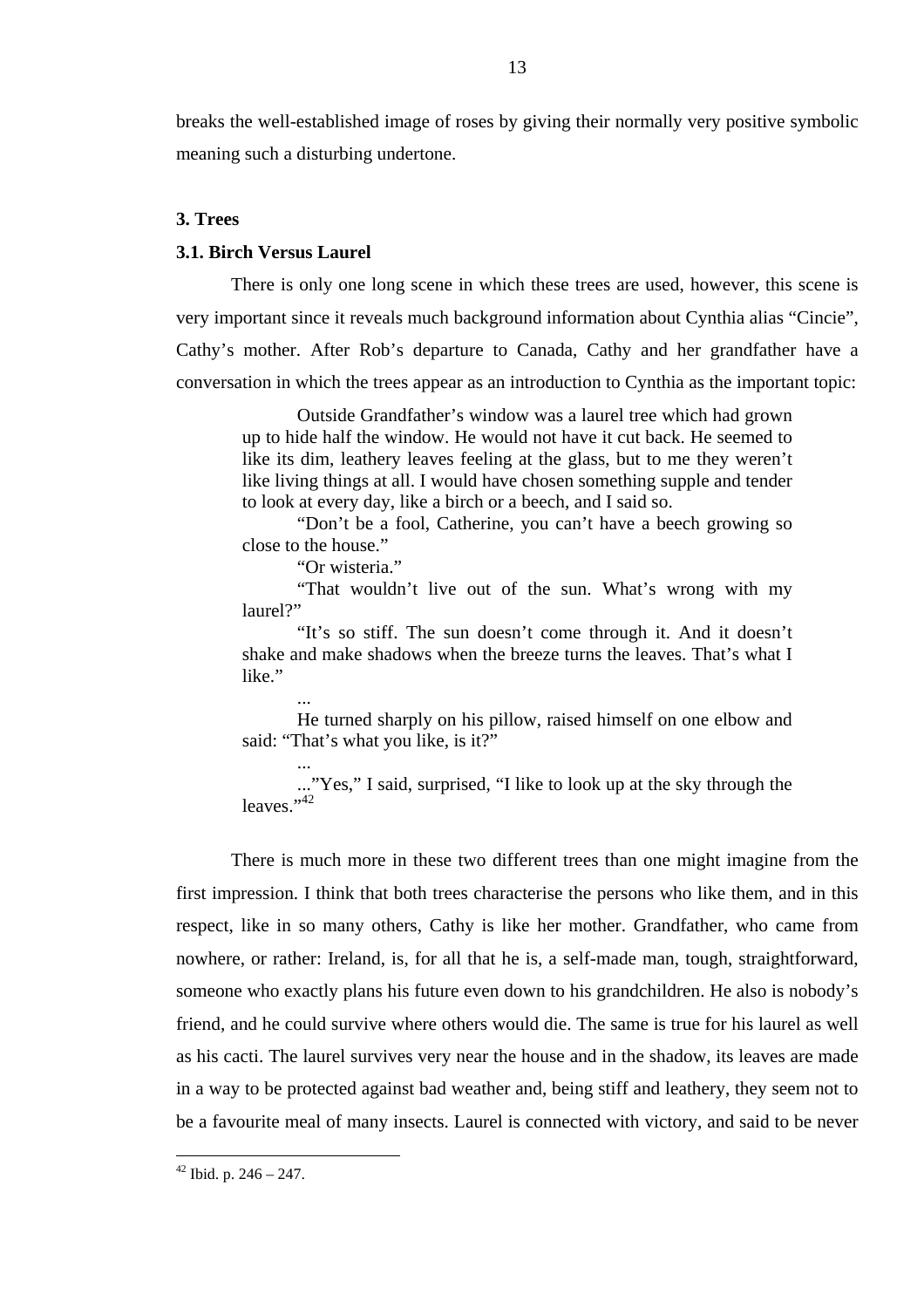breaks the well-established image of roses by giving their normally very positive symbolic meaning such a disturbing undertone.

## 3. Trees

### 3.1. Birch Versus Laurel

There is only one long scene in which these trees are used, however, this scene is very important since it reveals much background information about Cynthia alias "Cincie", Cathy's mother. After Rob's departure to Canada, Cathy and her grandfather have a conversation in which the trees appear as an introduction to Cynthia as the important topic:

> Outside Grandfather's window was a laurel tree which had grown up to hide half the window. He would not have it cut back. He seemed to like its dim, leathery leaves feeling at the glass, but to me they weren't like living things at all. I would have chosen something supple and tender to look at every day, like a birch or a beech, and I said so.
>
> "Don't be a fool, Catherine, you can't have a beech growing so close to the house."
>
> "Or wisteria."
>
> "That wouldn't live out of the sun. What's wrong with my laurel?"
>
> "It's so stiff. The sun doesn't come through it. And it doesn't shake and make shadows when the breeze turns the leaves. That's what I like."
>
> ...
>
> He turned sharply on his pillow, raised himself on one elbow and said: "That's what you like, is it?"
>
> ...
>
> ..."Yes," I said, surprised, "I like to look up at the sky through the leaves."[42]

There is much more in these two different trees than one might imagine from the first impression. I think that both trees characterise the persons who like them, and in this respect, like in so many others, Cathy is like her mother. Grandfather, who came from nowhere, or rather: Ireland, is, for all that he is, a self-made man, tough, straightforward, someone who exactly plans his future even down to his grandchildren. He also is nobody's friend, and he could survive where others would die. The same is true for his laurel as well as his cacti. The laurel survives very near the house and in the shadow, its leaves are made in a way to be protected against bad weather and, being stiff and leathery, they seem not to be a favourite meal of many insects. Laurel is connected with victory, and said to be never

[42] Ibid. p. 246 – 247.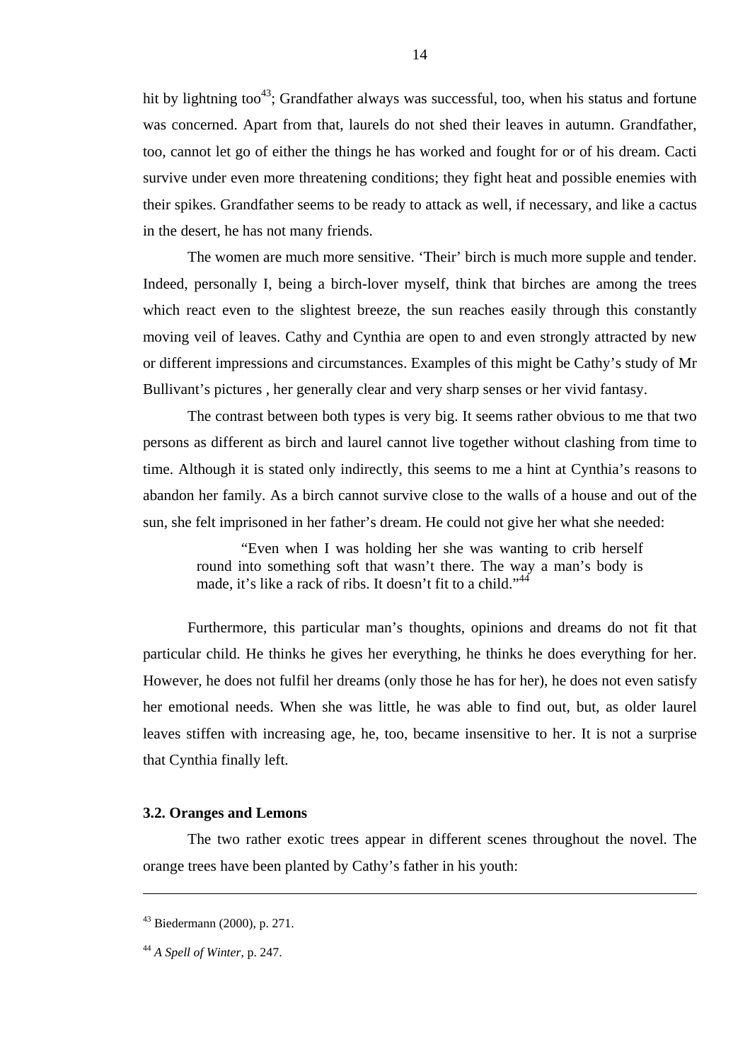hit by lightning too[43]; Grandfather always was successful, too, when his status and fortune was concerned. Apart from that, laurels do not shed their leaves in autumn. Grandfather, too, cannot let go of either the things he has worked and fought for or of his dream. Cacti survive under even more threatening conditions; they fight heat and possible enemies with their spikes. Grandfather seems to be ready to attack as well, if necessary, and like a cactus in the desert, he has not many friends.

The women are much more sensitive. 'Their' birch is much more supple and tender. Indeed, personally I, being a birch-lover myself, think that birches are among the trees which react even to the slightest breeze, the sun reaches easily through this constantly moving veil of leaves. Cathy and Cynthia are open to and even strongly attracted by new or different impressions and circumstances. Examples of this might be Cathy's study of Mr Bullivant's pictures , her generally clear and very sharp senses or her vivid fantasy.

The contrast between both types is very big. It seems rather obvious to me that two persons as different as birch and laurel cannot live together without clashing from time to time. Although it is stated only indirectly, this seems to me a hint at Cynthia's reasons to abandon her family. As a birch cannot survive close to the walls of a house and out of the sun, she felt imprisoned in her father's dream. He could not give her what she needed:

> "Even when I was holding her she was wanting to crib herself round into something soft that wasn't there. The way a man's body is made, it's like a rack of ribs. It doesn't fit to a child."[44]

Furthermore, this particular man's thoughts, opinions and dreams do not fit that particular child. He thinks he gives her everything, he thinks he does everything for her. However, he does not fulfil her dreams (only those he has for her), he does not even satisfy her emotional needs. When she was little, he was able to find out, but, as older laurel leaves stiffen with increasing age, he, too, became insensitive to her. It is not a surprise that Cynthia finally left.

### 3.2. Oranges and Lemons

The two rather exotic trees appear in different scenes throughout the novel. The orange trees have been planted by Cathy's father in his youth:

---

[43] Biedermann (2000), p. 271.

[44] *A Spell of Winter*, p. 247.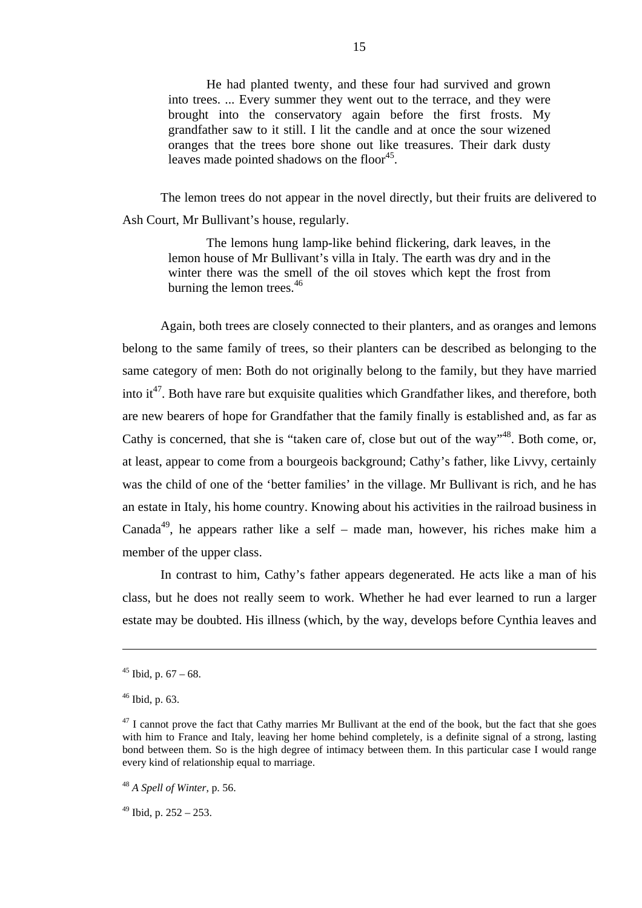> He had planted twenty, and these four had survived and grown into trees. ... Every summer they went out to the terrace, and they were brought into the conservatory again before the first frosts. My grandfather saw to it still. I lit the candle and at once the sour wizened oranges that the trees bore shone out like treasures. Their dark dusty leaves made pointed shadows on the floor[45].

The lemon trees do not appear in the novel directly, but their fruits are delivered to Ash Court, Mr Bullivant's house, regularly.

> The lemons hung lamp-like behind flickering, dark leaves, in the lemon house of Mr Bullivant's villa in Italy. The earth was dry and in the winter there was the smell of the oil stoves which kept the frost from burning the lemon trees.[46]

Again, both trees are closely connected to their planters, and as oranges and lemons belong to the same family of trees, so their planters can be described as belonging to the same category of men: Both do not originally belong to the family, but they have married into it[47]. Both have rare but exquisite qualities which Grandfather likes, and therefore, both are new bearers of hope for Grandfather that the family finally is established and, as far as Cathy is concerned, that she is "taken care of, close but out of the way"[48]. Both come, or, at least, appear to come from a bourgeois background; Cathy's father, like Livvy, certainly was the child of one of the 'better families' in the village. Mr Bullivant is rich, and he has an estate in Italy, his home country. Knowing about his activities in the railroad business in Canada[49], he appears rather like a self – made man, however, his riches make him a member of the upper class.

In contrast to him, Cathy's father appears degenerated. He acts like a man of his class, but he does not really seem to work. Whether he had ever learned to run a larger estate may be doubted. His illness (which, by the way, develops before Cynthia leaves and

---

[45] Ibid, p. 67 – 68.

[46] Ibid, p. 63.

[47] I cannot prove the fact that Cathy marries Mr Bullivant at the end of the book, but the fact that she goes with him to France and Italy, leaving her home behind completely, is a definite signal of a strong, lasting bond between them. So is the high degree of intimacy between them. In this particular case I would range every kind of relationship equal to marriage.

[48] *A Spell of Winter,* p. 56.

[49] Ibid, p. 252 – 253.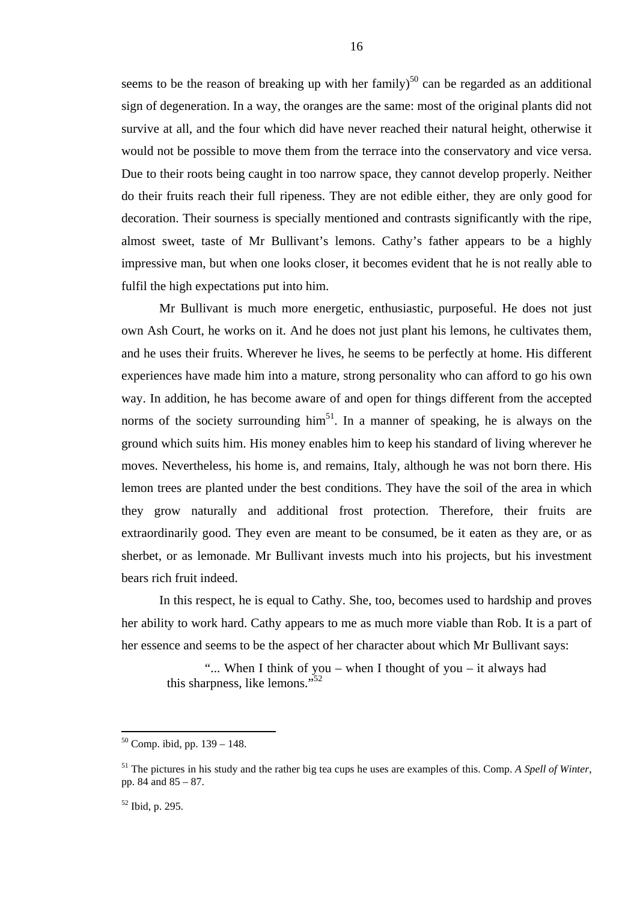seems to be the reason of breaking up with her family)[50] can be regarded as an additional sign of degeneration. In a way, the oranges are the same: most of the original plants did not survive at all, and the four which did have never reached their natural height, otherwise it would not be possible to move them from the terrace into the conservatory and vice versa. Due to their roots being caught in too narrow space, they cannot develop properly. Neither do their fruits reach their full ripeness. They are not edible either, they are only good for decoration. Their sourness is specially mentioned and contrasts significantly with the ripe, almost sweet, taste of Mr Bullivant's lemons. Cathy's father appears to be a highly impressive man, but when one looks closer, it becomes evident that he is not really able to fulfil the high expectations put into him.

Mr Bullivant is much more energetic, enthusiastic, purposeful. He does not just own Ash Court, he works on it. And he does not just plant his lemons, he cultivates them, and he uses their fruits. Wherever he lives, he seems to be perfectly at home. His different experiences have made him into a mature, strong personality who can afford to go his own way. In addition, he has become aware of and open for things different from the accepted norms of the society surrounding him[51]. In a manner of speaking, he is always on the ground which suits him. His money enables him to keep his standard of living wherever he moves. Nevertheless, his home is, and remains, Italy, although he was not born there. His lemon trees are planted under the best conditions. They have the soil of the area in which they grow naturally and additional frost protection. Therefore, their fruits are extraordinarily good. They even are meant to be consumed, be it eaten as they are, or as sherbet, or as lemonade. Mr Bullivant invests much into his projects, but his investment bears rich fruit indeed.

In this respect, he is equal to Cathy. She, too, becomes used to hardship and proves her ability to work hard. Cathy appears to me as much more viable than Rob. It is a part of her essence and seems to be the aspect of her character about which Mr Bullivant says:

> "... When I think of you – when I thought of you – it always had this sharpness, like lemons."[52]

---

[50] Comp. ibid, pp. 139 – 148.

[51] The pictures in his study and the rather big tea cups he uses are examples of this. Comp. *A Spell of Winter*, pp. 84 and 85 – 87.

[52] Ibid, p. 295.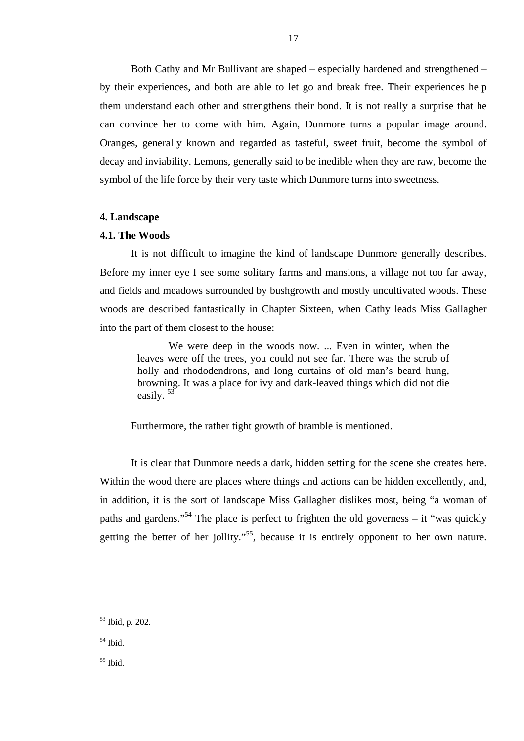Both Cathy and Mr Bullivant are shaped – especially hardened and strengthened – by their experiences, and both are able to let go and break free. Their experiences help them understand each other and strengthens their bond. It is not really a surprise that he can convince her to come with him. Again, Dunmore turns a popular image around. Oranges, generally known and regarded as tasteful, sweet fruit, become the symbol of decay and inviability. Lemons, generally said to be inedible when they are raw, become the symbol of the life force by their very taste which Dunmore turns into sweetness.

**4. Landscape**

**4.1. The Woods**

It is not difficult to imagine the kind of landscape Dunmore generally describes. Before my inner eye I see some solitary farms and mansions, a village not too far away, and fields and meadows surrounded by bushgrowth and mostly uncultivated woods. These woods are described fantastically in Chapter Sixteen, when Cathy leads Miss Gallagher into the part of them closest to the house:

> We were deep in the woods now. ... Even in winter, when the leaves were off the trees, you could not see far. There was the scrub of holly and rhododendrons, and long curtains of old man's beard hung, browning. It was a place for ivy and dark-leaved things which did not die easily. [53]

Furthermore, the rather tight growth of bramble is mentioned.

It is clear that Dunmore needs a dark, hidden setting for the scene she creates here. Within the wood there are places where things and actions can be hidden excellently, and, in addition, it is the sort of landscape Miss Gallagher dislikes most, being "a woman of paths and gardens."[54] The place is perfect to frighten the old governess – it "was quickly getting the better of her jollity."[55], because it is entirely opponent to her own nature.

---

[53] Ibid, p. 202.

[54] Ibid.

[55] Ibid.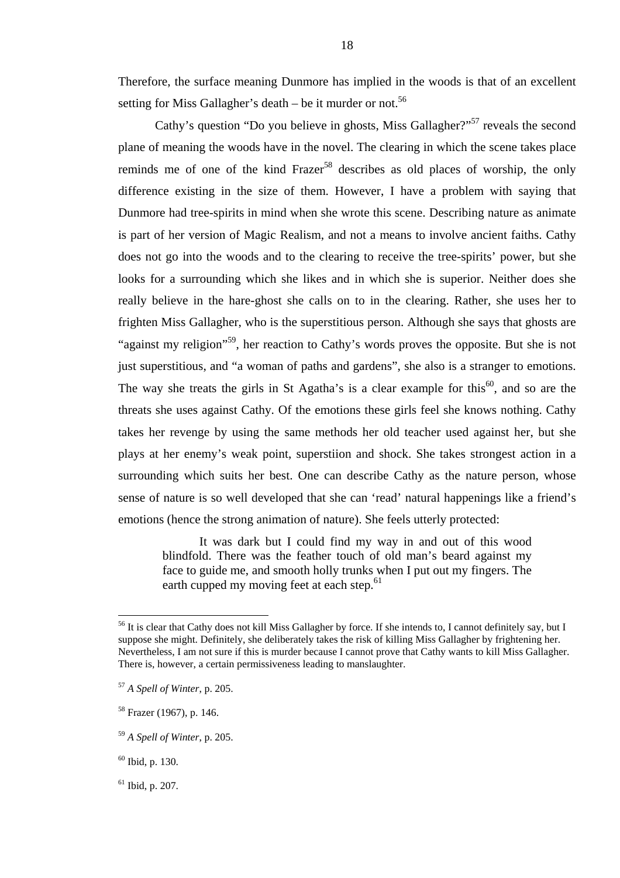Therefore, the surface meaning Dunmore has implied in the woods is that of an excellent setting for Miss Gallagher's death – be it murder or not.[56]

Cathy's question "Do you believe in ghosts, Miss Gallagher?"[57] reveals the second plane of meaning the woods have in the novel. The clearing in which the scene takes place reminds me of one of the kind Frazer[58] describes as old places of worship, the only difference existing in the size of them. However, I have a problem with saying that Dunmore had tree-spirits in mind when she wrote this scene. Describing nature as animate is part of her version of Magic Realism, and not a means to involve ancient faiths. Cathy does not go into the woods and to the clearing to receive the tree-spirits' power, but she looks for a surrounding which she likes and in which she is superior. Neither does she really believe in the hare-ghost she calls on to in the clearing. Rather, she uses her to frighten Miss Gallagher, who is the superstitious person. Although she says that ghosts are "against my religion"[59], her reaction to Cathy's words proves the opposite. But she is not just superstitious, and "a woman of paths and gardens", she also is a stranger to emotions. The way she treats the girls in St Agatha's is a clear example for this[60], and so are the threats she uses against Cathy. Of the emotions these girls feel she knows nothing. Cathy takes her revenge by using the same methods her old teacher used against her, but she plays at her enemy's weak point, superstiion and shock. She takes strongest action in a surrounding which suits her best. One can describe Cathy as the nature person, whose sense of nature is so well developed that she can 'read' natural happenings like a friend's emotions (hence the strong animation of nature). She feels utterly protected:

> It was dark but I could find my way in and out of this wood blindfold. There was the feather touch of old man's beard against my face to guide me, and smooth holly trunks when I put out my fingers. The earth cupped my moving feet at each step.[61]

---

[56] It is clear that Cathy does not kill Miss Gallagher by force. If she intends to, I cannot definitely say, but I suppose she might. Definitely, she deliberately takes the risk of killing Miss Gallagher by frightening her. Nevertheless, I am not sure if this is murder because I cannot prove that Cathy wants to kill Miss Gallagher. There is, however, a certain permissiveness leading to manslaughter.

[57] *A Spell of Winter*, p. 205.

[58] Frazer (1967), p. 146.

[59] *A Spell of Winter*, p. 205.

[60] Ibid, p. 130.

[61] Ibid, p. 207.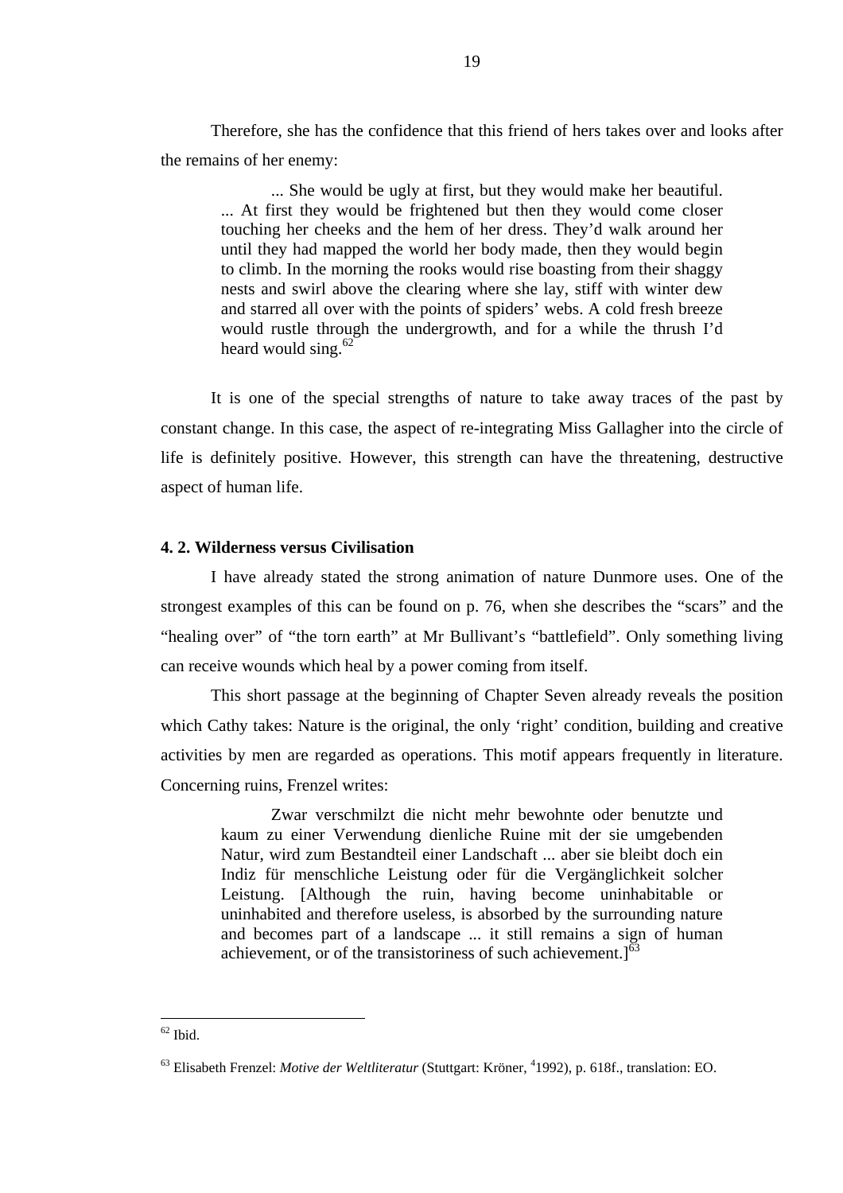Therefore, she has the confidence that this friend of hers takes over and looks after the remains of her enemy:

> ... She would be ugly at first, but they would make her beautiful. ... At first they would be frightened but then they would come closer touching her cheeks and the hem of her dress. They'd walk around her until they had mapped the world her body made, then they would begin to climb. In the morning the rooks would rise boasting from their shaggy nests and swirl above the clearing where she lay, stiff with winter dew and starred all over with the points of spiders' webs. A cold fresh breeze would rustle through the undergrowth, and for a while the thrush I'd heard would sing.[62]

It is one of the special strengths of nature to take away traces of the past by constant change. In this case, the aspect of re-integrating Miss Gallagher into the circle of life is definitely positive. However, this strength can have the threatening, destructive aspect of human life.

#### 4. 2. Wilderness versus Civilisation

I have already stated the strong animation of nature Dunmore uses. One of the strongest examples of this can be found on p. 76, when she describes the "scars" and the "healing over" of "the torn earth" at Mr Bullivant's "battlefield". Only something living can receive wounds which heal by a power coming from itself.

This short passage at the beginning of Chapter Seven already reveals the position which Cathy takes: Nature is the original, the only 'right' condition, building and creative activities by men are regarded as operations. This motif appears frequently in literature. Concerning ruins, Frenzel writes:

> Zwar verschmilzt die nicht mehr bewohnte oder benutzte und kaum zu einer Verwendung dienliche Ruine mit der sie umgebenden Natur, wird zum Bestandteil einer Landschaft ... aber sie bleibt doch ein Indiz für menschliche Leistung oder für die Vergänglichkeit solcher Leistung. [Although the ruin, having become uninhabitable or uninhabited and therefore useless, is absorbed by the surrounding nature and becomes part of a landscape ... it still remains a sign of human achievement, or of the transistoriness of such achievement.][63]

---

[62] Ibid.

[63] Elisabeth Frenzel: *Motive der Weltliteratur* (Stuttgart: Kröner, [4]1992), p. 618f., translation: EO.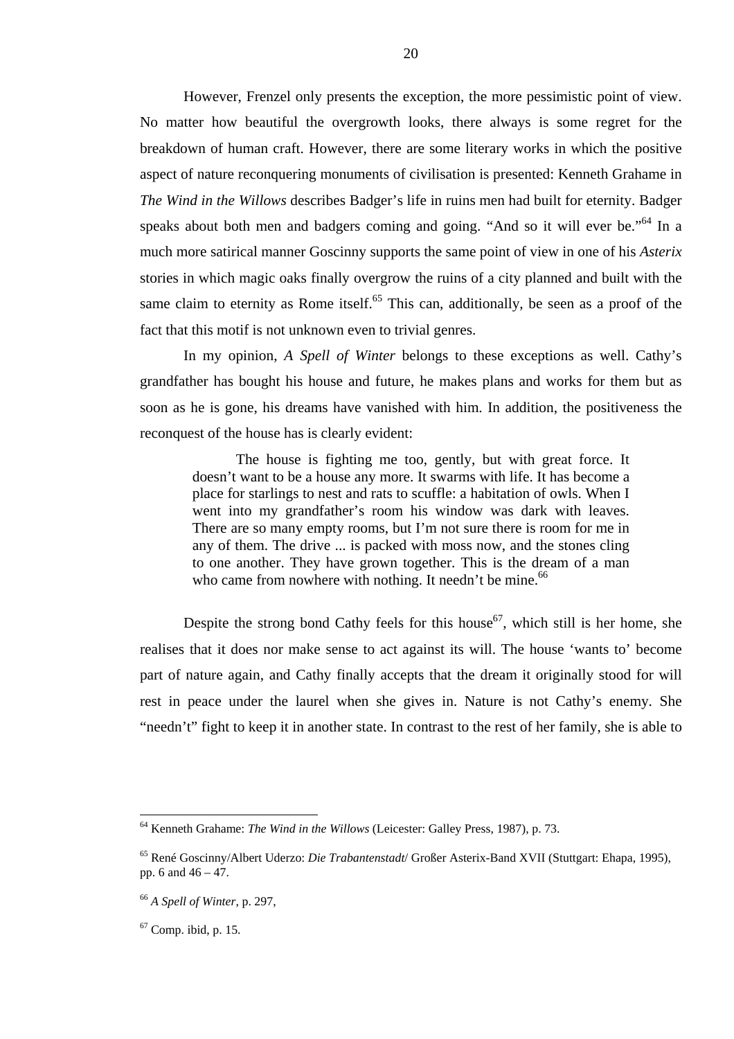However, Frenzel only presents the exception, the more pessimistic point of view. No matter how beautiful the overgrowth looks, there always is some regret for the breakdown of human craft. However, there are some literary works in which the positive aspect of nature reconquering monuments of civilisation is presented: Kenneth Grahame in *The Wind in the Willows* describes Badger's life in ruins men had built for eternity. Badger speaks about both men and badgers coming and going. "And so it will ever be."[64] In a much more satirical manner Goscinny supports the same point of view in one of his *Asterix* stories in which magic oaks finally overgrow the ruins of a city planned and built with the same claim to eternity as Rome itself.[65] This can, additionally, be seen as a proof of the fact that this motif is not unknown even to trivial genres.

In my opinion, *A Spell of Winter* belongs to these exceptions as well. Cathy's grandfather has bought his house and future, he makes plans and works for them but as soon as he is gone, his dreams have vanished with him. In addition, the positiveness the reconquest of the house has is clearly evident:

> The house is fighting me too, gently, but with great force. It doesn't want to be a house any more. It swarms with life. It has become a place for starlings to nest and rats to scuffle: a habitation of owls. When I went into my grandfather's room his window was dark with leaves. There are so many empty rooms, but I'm not sure there is room for me in any of them. The drive ... is packed with moss now, and the stones cling to one another. They have grown together. This is the dream of a man who came from nowhere with nothing. It needn't be mine.[66]

Despite the strong bond Cathy feels for this house[67], which still is her home, she realises that it does nor make sense to act against its will. The house 'wants to' become part of nature again, and Cathy finally accepts that the dream it originally stood for will rest in peace under the laurel when she gives in. Nature is not Cathy's enemy. She "needn't" fight to keep it in another state. In contrast to the rest of her family, she is able to

---

[64] Kenneth Grahame: *The Wind in the Willows* (Leicester: Galley Press, 1987), p. 73.

[65] René Goscinny/Albert Uderzo: *Die Trabantenstadt*/ Großer Asterix-Band XVII (Stuttgart: Ehapa, 1995), pp. 6 and 46 – 47.

[66] *A Spell of Winter*, p. 297,

[67] Comp. ibid, p. 15.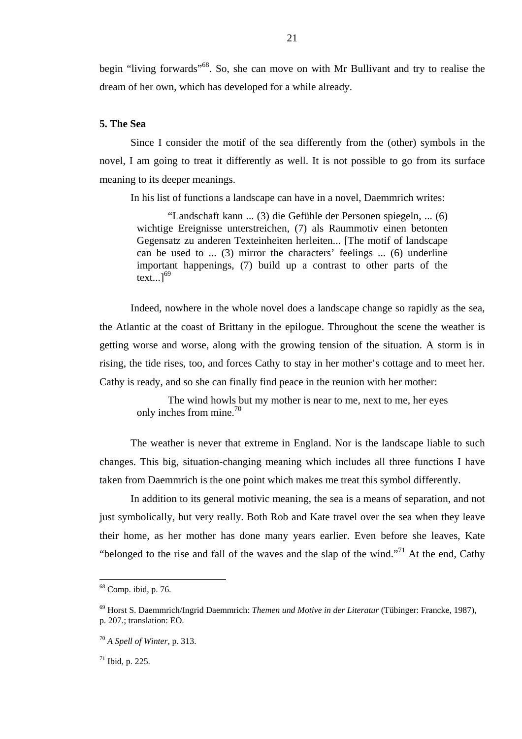begin "living forwards"[68]. So, she can move on with Mr Bullivant and try to realise the dream of her own, which has developed for a while already.

## 5. The Sea

Since I consider the motif of the sea differently from the (other) symbols in the novel, I am going to treat it differently as well. It is not possible to go from its surface meaning to its deeper meanings.

In his list of functions a landscape can have in a novel, Daemmrich writes:

> "Landschaft kann ... (3) die Gefühle der Personen spiegeln, ... (6) wichtige Ereignisse unterstreichen, (7) als Raummotiv einen betonten Gegensatz zu anderen Texteinheiten herleiten... [The motif of landscape can be used to ... (3) mirror the characters' feelings ... (6) underline important happenings, (7) build up a contrast to other parts of the text...][69]

Indeed, nowhere in the whole novel does a landscape change so rapidly as the sea, the Atlantic at the coast of Brittany in the epilogue. Throughout the scene the weather is getting worse and worse, along with the growing tension of the situation. A storm is in rising, the tide rises, too, and forces Cathy to stay in her mother's cottage and to meet her. Cathy is ready, and so she can finally find peace in the reunion with her mother:

> The wind howls but my mother is near to me, next to me, her eyes only inches from mine.[70]

The weather is never that extreme in England. Nor is the landscape liable to such changes. This big, situation-changing meaning which includes all three functions I have taken from Daemmrich is the one point which makes me treat this symbol differently.

In addition to its general motivic meaning, the sea is a means of separation, and not just symbolically, but very really. Both Rob and Kate travel over the sea when they leave their home, as her mother has done many years earlier. Even before she leaves, Kate "belonged to the rise and fall of the waves and the slap of the wind."[71] At the end, Cathy

---

[68] Comp. ibid, p. 76.

[69] Horst S. Daemmrich/Ingrid Daemmrich: *Themen und Motive in der Literatur* (Tübinger: Francke, 1987), p. 207.; translation: EO.

[70] *A Spell of Winter*, p. 313.

[71] Ibid, p. 225.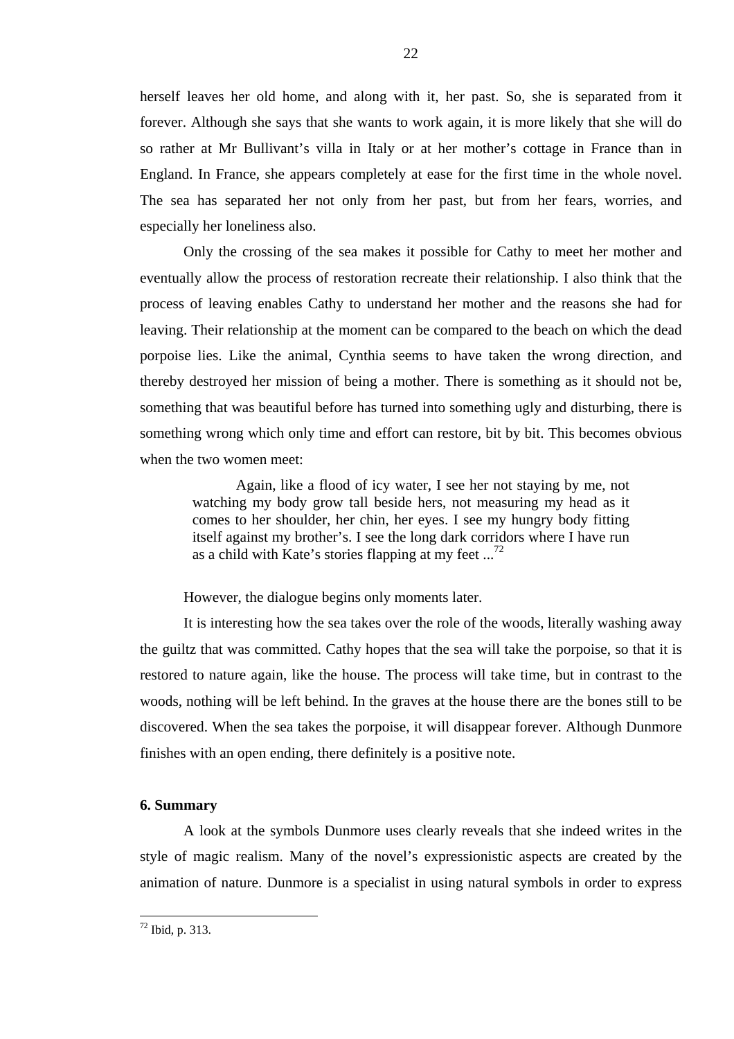herself leaves her old home, and along with it, her past. So, she is separated from it forever. Although she says that she wants to work again, it is more likely that she will do so rather at Mr Bullivant's villa in Italy or at her mother's cottage in France than in England. In France, she appears completely at ease for the first time in the whole novel. The sea has separated her not only from her past, but from her fears, worries, and especially her loneliness also.

Only the crossing of the sea makes it possible for Cathy to meet her mother and eventually allow the process of restoration recreate their relationship. I also think that the process of leaving enables Cathy to understand her mother and the reasons she had for leaving. Their relationship at the moment can be compared to the beach on which the dead porpoise lies. Like the animal, Cynthia seems to have taken the wrong direction, and thereby destroyed her mission of being a mother. There is something as it should not be, something that was beautiful before has turned into something ugly and disturbing, there is something wrong which only time and effort can restore, bit by bit. This becomes obvious when the two women meet:

> Again, like a flood of icy water, I see her not staying by me, not watching my body grow tall beside hers, not measuring my head as it comes to her shoulder, her chin, her eyes. I see my hungry body fitting itself against my brother's. I see the long dark corridors where I have run as a child with Kate's stories flapping at my feet ...[72]

However, the dialogue begins only moments later.

It is interesting how the sea takes over the role of the woods, literally washing away the guiltz that was committed. Cathy hopes that the sea will take the porpoise, so that it is restored to nature again, like the house. The process will take time, but in contrast to the woods, nothing will be left behind. In the graves at the house there are the bones still to be discovered. When the sea takes the porpoise, it will disappear forever. Although Dunmore finishes with an open ending, there definitely is a positive note.

## 6. Summary

A look at the symbols Dunmore uses clearly reveals that she indeed writes in the style of magic realism. Many of the novel's expressionistic aspects are created by the animation of nature. Dunmore is a specialist in using natural symbols in order to express

---

[72] Ibid, p. 313.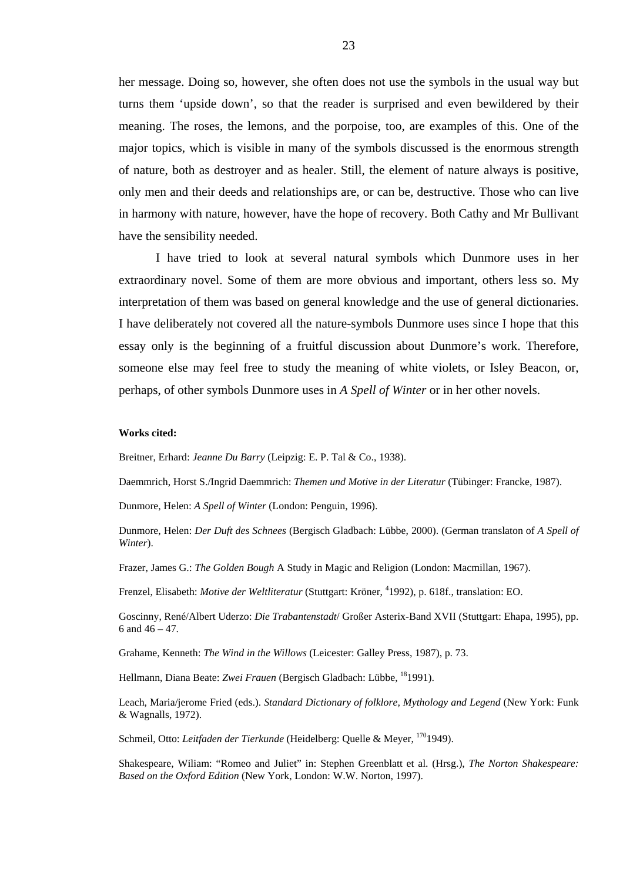her message. Doing so, however, she often does not use the symbols in the usual way but turns them 'upside down', so that the reader is surprised and even bewildered by their meaning. The roses, the lemons, and the porpoise, too, are examples of this. One of the major topics, which is visible in many of the symbols discussed is the enormous strength of nature, both as destroyer and as healer. Still, the element of nature always is positive, only men and their deeds and relationships are, or can be, destructive. Those who can live in harmony with nature, however, have the hope of recovery. Both Cathy and Mr Bullivant have the sensibility needed.

I have tried to look at several natural symbols which Dunmore uses in her extraordinary novel. Some of them are more obvious and important, others less so. My interpretation of them was based on general knowledge and the use of general dictionaries. I have deliberately not covered all the nature-symbols Dunmore uses since I hope that this essay only is the beginning of a fruitful discussion about Dunmore's work. Therefore, someone else may feel free to study the meaning of white violets, or Isley Beacon, or, perhaps, of other symbols Dunmore uses in *A Spell of Winter* or in her other novels.

**Works cited:**

Breitner, Erhard: *Jeanne Du Barry* (Leipzig: E. P. Tal & Co., 1938).

Daemmrich, Horst S./Ingrid Daemmrich: *Themen und Motive in der Literatur* (Tübinger: Francke, 1987).

Dunmore, Helen: *A Spell of Winter* (London: Penguin, 1996).

Dunmore, Helen: *Der Duft des Schnees* (Bergisch Gladbach: Lübbe, 2000). (German translaton of *A Spell of Winter*).

Frazer, James G.: *The Golden Bough* A Study in Magic and Religion (London: Macmillan, 1967).

Frenzel, Elisabeth: *Motive der Weltliteratur* (Stuttgart: Kröner, [4]1992), p. 618f., translation: EO.

Goscinny, René/Albert Uderzo: *Die Trabantenstadt*/ Großer Asterix-Band XVII (Stuttgart: Ehapa, 1995), pp. 6 and 46 – 47.

Grahame, Kenneth: *The Wind in the Willows* (Leicester: Galley Press, 1987), p. 73.

Hellmann, Diana Beate: *Zwei Frauen* (Bergisch Gladbach: Lübbe, [18]1991).

Leach, Maria/jerome Fried (eds.). *Standard Dictionary of folklore, Mythology and Legend* (New York: Funk & Wagnalls, 1972).

Schmeil, Otto: *Leitfaden der Tierkunde* (Heidelberg: Quelle & Meyer, [170]1949).

Shakespeare, Wiliam: "Romeo and Juliet" in: Stephen Greenblatt et al. (Hrsg.), *The Norton Shakespeare: Based on the Oxford Edition* (New York, London: W.W. Norton, 1997).